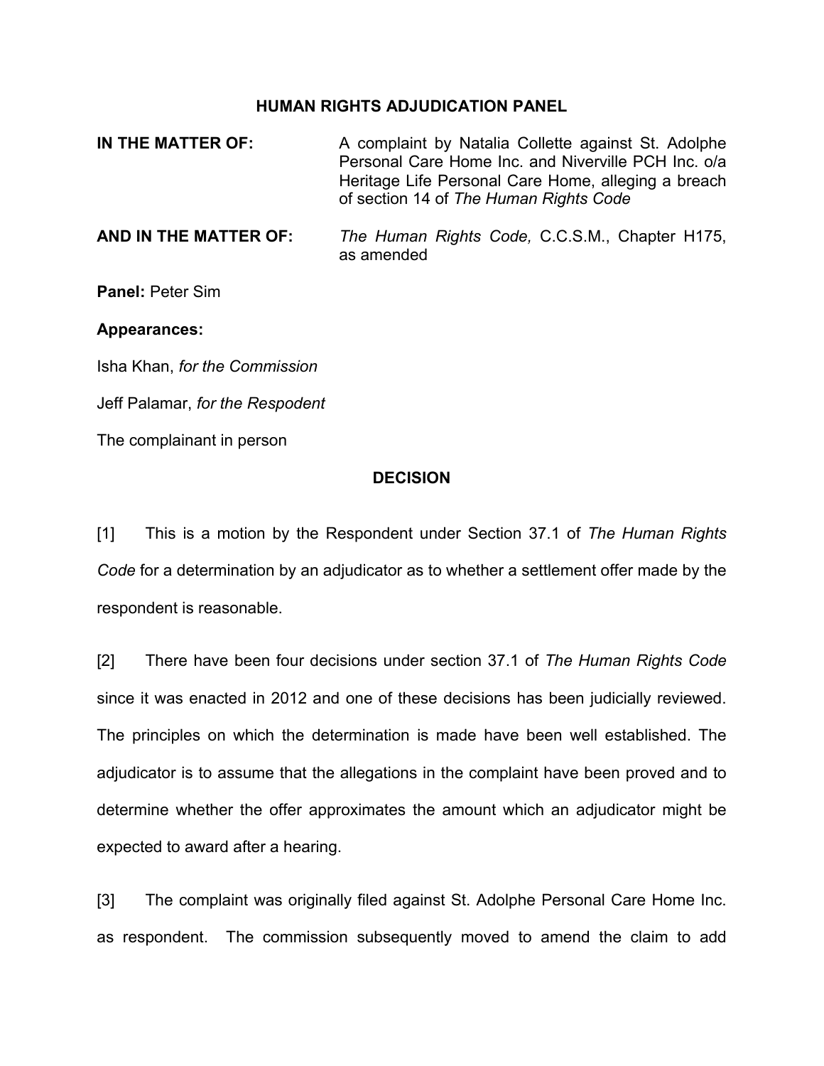## HUMAN RIGHTS ADJUDICATION PANEL

**IN THE MATTER OF:** A complaint by Natalia Collette against St. Adolphe Personal Care Home Inc. and Niverville PCH Inc. o/a Heritage Life Personal Care Home, alleging a breach of section 14 of *The Human Rights Code*

**AND IN THE MATTER OF:** *The Human Rights Code,* C.C.S.M., Chapter H175, as amended

**Panel:** Peter Sim

**Appearances:**

Isha Khan, *for the Commission*

Jeff Palamar, *for the Respodent*

The complainant in person

## DECISION

[1] This is a motion by the Respondent under Section 37.1 of *The Human Rights Code* for a determination by an adjudicator as to whether a settlement offer made by the respondent is reasonable.

[2] There have been four decisions under section 37.1 of *The Human Rights Code* since it was enacted in 2012 and one of these decisions has been judicially reviewed. The principles on which the determination is made have been well established. The adjudicator is to assume that the allegations in the complaint have been proved and to determine whether the offer approximates the amount which an adjudicator might be expected to award after a hearing.

[3] The complaint was originally filed against St. Adolphe Personal Care Home Inc. as respondent. The commission subsequently moved to amend the claim to add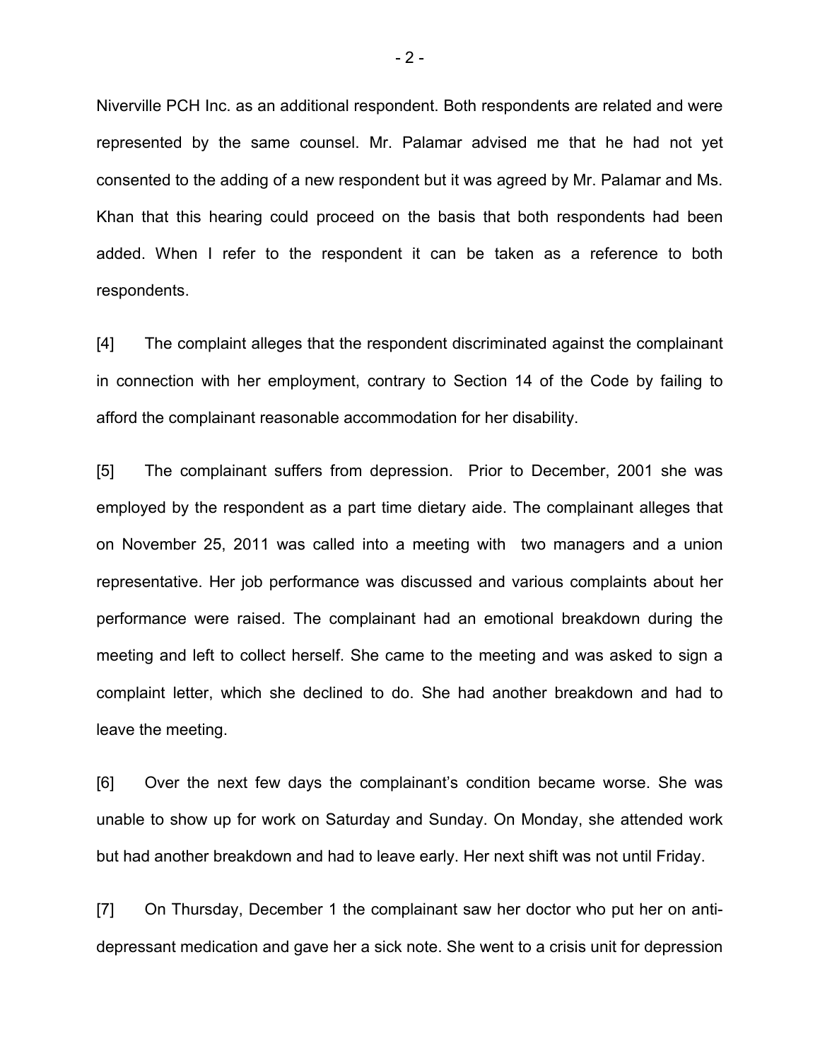Niverville PCH Inc. as an additional respondent. Both respondents are related and were represented by the same counsel. Mr. Palamar advised me that he had not yet consented to the adding of a new respondent but it was agreed by Mr. Palamar and Ms. Khan that this hearing could proceed on the basis that both respondents had been added. When I refer to the respondent it can be taken as a reference to both respondents.

[4] The complaint alleges that the respondent discriminated against the complainant in connection with her employment, contrary to Section 14 of the Code by failing to afford the complainant reasonable accommodation for her disability.

[5] The complainant suffers from depression. Prior to December, 2001 she was employed by the respondent as a part time dietary aide. The complainant alleges that on November 25, 2011 was called into a meeting with two managers and a union representative. Her job performance was discussed and various complaints about her performance were raised. The complainant had an emotional breakdown during the meeting and left to collect herself. She came to the meeting and was asked to sign a complaint letter, which she declined to do. She had another breakdown and had to leave the meeting.

[6] Over the next few days the complainant's condition became worse. She was unable to show up for work on Saturday and Sunday. On Monday, she attended work but had another breakdown and had to leave early. Her next shift was not until Friday.

[7] On Thursday, December 1 the complainant saw her doctor who put her on anti-depressant medication and gave her a sick note. She went to a crisis unit for depression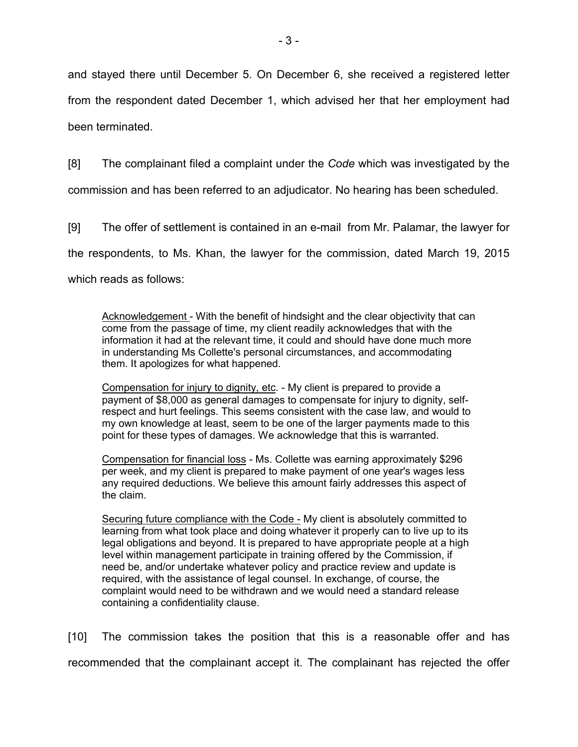and stayed there until December 5. On December 6, she received a registered letter from the respondent dated December 1, which advised her that her employment had been terminated.

[8] The complainant filed a complaint under the *Code* which was investigated by the commission and has been referred to an adjudicator. No hearing has been scheduled.

[9] The offer of settlement is contained in an e-mail from Mr. Palamar, the lawyer for the respondents, to Ms. Khan, the lawyer for the commission, dated March 19, 2015 which reads as follows:

> <u>Acknowledgement</u> - With the benefit of hindsight and the clear objectivity that can come from the passage of time, my client readily acknowledges that with the information it had at the relevant time, it could and should have done much more in understanding Ms Collette's personal circumstances, and accommodating them. It apologizes for what happened.
>
> <u>Compensation for injury to dignity, etc</u>. - My client is prepared to provide a payment of $8,000 as general damages to compensate for injury to dignity, self-respect and hurt feelings. This seems consistent with the case law, and would to my own knowledge at least, seem to be one of the larger payments made to this point for these types of damages. We acknowledge that this is warranted.
>
> <u>Compensation for financial loss</u> - Ms. Collette was earning approximately $296 per week, and my client is prepared to make payment of one year's wages less any required deductions. We believe this amount fairly addresses this aspect of the claim.
>
> <u>Securing future compliance with the Code</u> - My client is absolutely committed to learning from what took place and doing whatever it properly can to live up to its legal obligations and beyond. It is prepared to have appropriate people at a high level within management participate in training offered by the Commission, if need be, and/or undertake whatever policy and practice review and update is required, with the assistance of legal counsel. In exchange, of course, the complaint would need to be withdrawn and we would need a standard release containing a confidentiality clause.

[10] The commission takes the position that this is a reasonable offer and has recommended that the complainant accept it. The complainant has rejected the offer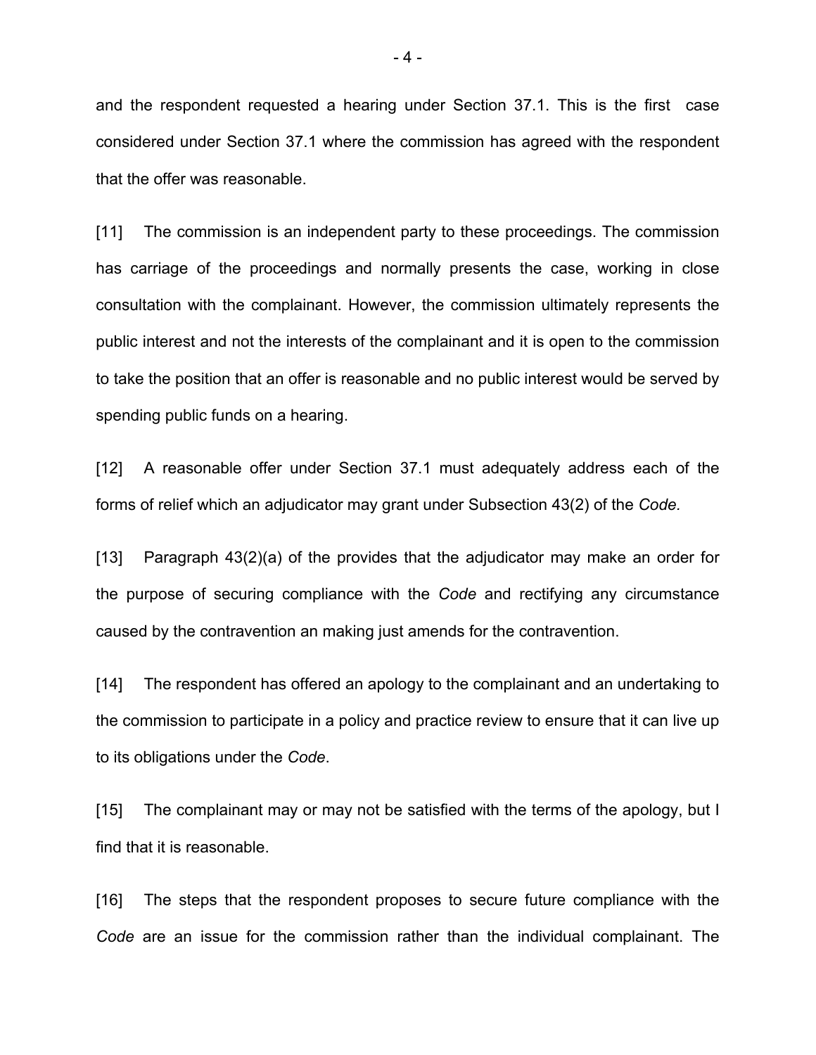and the respondent requested a hearing under Section 37.1. This is the first case considered under Section 37.1 where the commission has agreed with the respondent that the offer was reasonable.

[11] The commission is an independent party to these proceedings. The commission has carriage of the proceedings and normally presents the case, working in close consultation with the complainant. However, the commission ultimately represents the public interest and not the interests of the complainant and it is open to the commission to take the position that an offer is reasonable and no public interest would be served by spending public funds on a hearing.

[12] A reasonable offer under Section 37.1 must adequately address each of the forms of relief which an adjudicator may grant under Subsection 43(2) of the *Code.*

[13] Paragraph 43(2)(a) of the provides that the adjudicator may make an order for the purpose of securing compliance with the *Code* and rectifying any circumstance caused by the contravention an making just amends for the contravention.

[14] The respondent has offered an apology to the complainant and an undertaking to the commission to participate in a policy and practice review to ensure that it can live up to its obligations under the *Code*.

[15] The complainant may or may not be satisfied with the terms of the apology, but I find that it is reasonable.

[16] The steps that the respondent proposes to secure future compliance with the *Code* are an issue for the commission rather than the individual complainant. The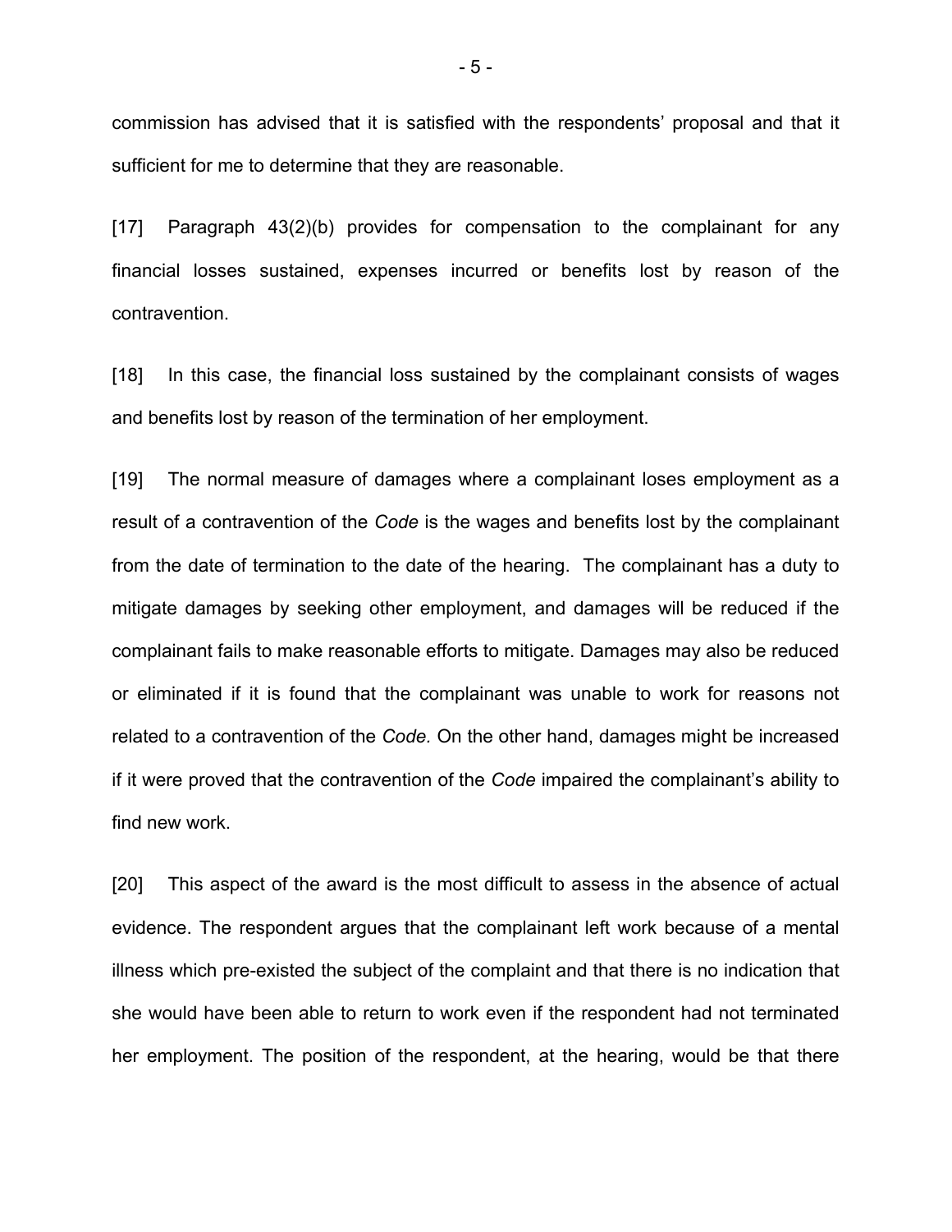commission has advised that it is satisfied with the respondents' proposal and that it sufficient for me to determine that they are reasonable.

[17] Paragraph 43(2)(b) provides for compensation to the complainant for any financial losses sustained, expenses incurred or benefits lost by reason of the contravention.

[18] In this case, the financial loss sustained by the complainant consists of wages and benefits lost by reason of the termination of her employment.

[19] The normal measure of damages where a complainant loses employment as a result of a contravention of the *Code* is the wages and benefits lost by the complainant from the date of termination to the date of the hearing. The complainant has a duty to mitigate damages by seeking other employment, and damages will be reduced if the complainant fails to make reasonable efforts to mitigate. Damages may also be reduced or eliminated if it is found that the complainant was unable to work for reasons not related to a contravention of the *Code.* On the other hand, damages might be increased if it were proved that the contravention of the *Code* impaired the complainant's ability to find new work.

[20] This aspect of the award is the most difficult to assess in the absence of actual evidence. The respondent argues that the complainant left work because of a mental illness which pre-existed the subject of the complaint and that there is no indication that she would have been able to return to work even if the respondent had not terminated her employment. The position of the respondent, at the hearing, would be that there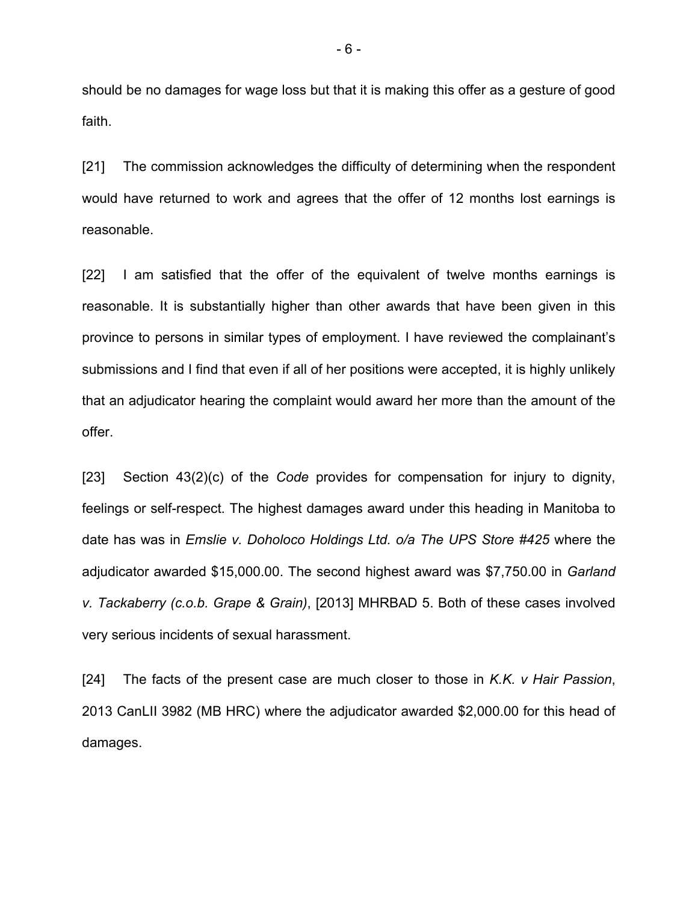should be no damages for wage loss but that it is making this offer as a gesture of good faith.

[21] The commission acknowledges the difficulty of determining when the respondent would have returned to work and agrees that the offer of 12 months lost earnings is reasonable.

[22] I am satisfied that the offer of the equivalent of twelve months earnings is reasonable. It is substantially higher than other awards that have been given in this province to persons in similar types of employment. I have reviewed the complainant's submissions and I find that even if all of her positions were accepted, it is highly unlikely that an adjudicator hearing the complaint would award her more than the amount of the offer.

[23] Section 43(2)(c) of the *Code* provides for compensation for injury to dignity, feelings or self-respect. The highest damages award under this heading in Manitoba to date has was in *Emslie v. Doholoco Holdings Ltd. o/a The UPS Store #425* where the adjudicator awarded $15,000.00. The second highest award was $7,750.00 in *Garland v. Tackaberry (c.o.b. Grape & Grain)*, [2013] MHRBAD 5. Both of these cases involved very serious incidents of sexual harassment.

[24] The facts of the present case are much closer to those in *K.K. v Hair Passion*, 2013 CanLII 3982 (MB HRC) where the adjudicator awarded $2,000.00 for this head of damages.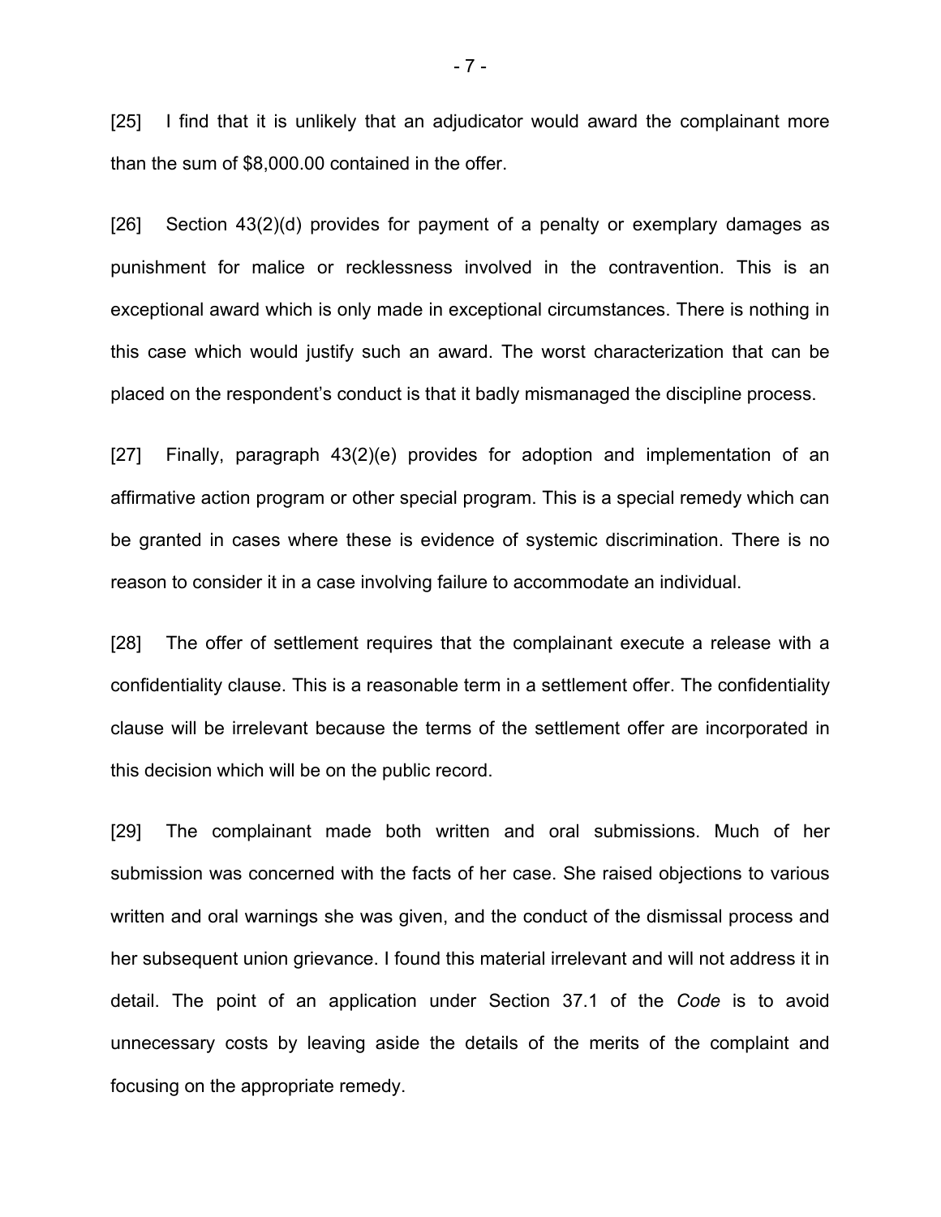[25] I find that it is unlikely that an adjudicator would award the complainant more than the sum of $8,000.00 contained in the offer.

[26] Section 43(2)(d) provides for payment of a penalty or exemplary damages as punishment for malice or recklessness involved in the contravention. This is an exceptional award which is only made in exceptional circumstances. There is nothing in this case which would justify such an award. The worst characterization that can be placed on the respondent's conduct is that it badly mismanaged the discipline process.

[27] Finally, paragraph 43(2)(e) provides for adoption and implementation of an affirmative action program or other special program. This is a special remedy which can be granted in cases where these is evidence of systemic discrimination. There is no reason to consider it in a case involving failure to accommodate an individual.

[28] The offer of settlement requires that the complainant execute a release with a confidentiality clause. This is a reasonable term in a settlement offer. The confidentiality clause will be irrelevant because the terms of the settlement offer are incorporated in this decision which will be on the public record.

[29] The complainant made both written and oral submissions. Much of her submission was concerned with the facts of her case. She raised objections to various written and oral warnings she was given, and the conduct of the dismissal process and her subsequent union grievance. I found this material irrelevant and will not address it in detail. The point of an application under Section 37.1 of the *Code* is to avoid unnecessary costs by leaving aside the details of the merits of the complaint and focusing on the appropriate remedy.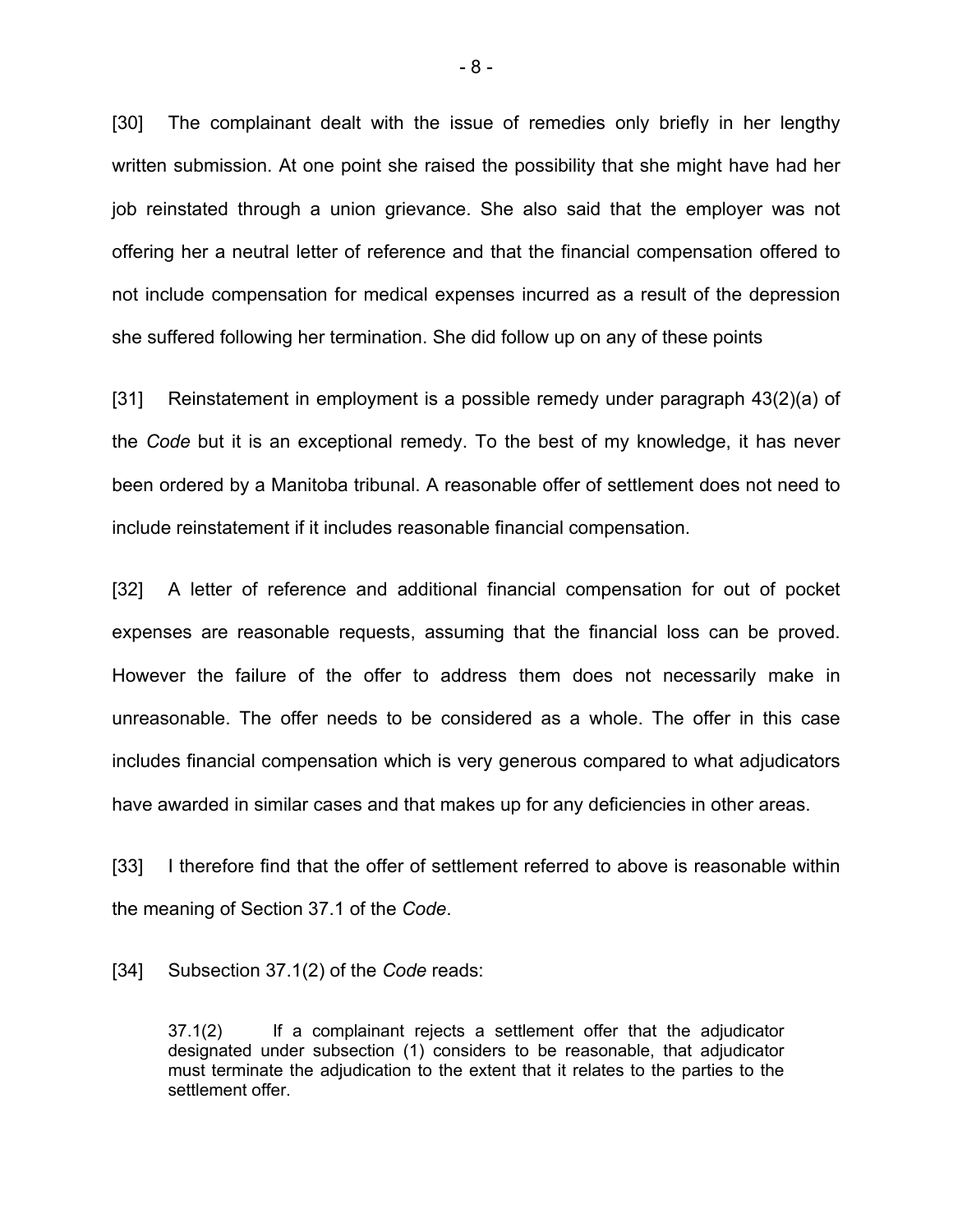[30] The complainant dealt with the issue of remedies only briefly in her lengthy written submission. At one point she raised the possibility that she might have had her job reinstated through a union grievance. She also said that the employer was not offering her a neutral letter of reference and that the financial compensation offered to not include compensation for medical expenses incurred as a result of the depression she suffered following her termination. She did follow up on any of these points

[31] Reinstatement in employment is a possible remedy under paragraph 43(2)(a) of the *Code* but it is an exceptional remedy. To the best of my knowledge, it has never been ordered by a Manitoba tribunal. A reasonable offer of settlement does not need to include reinstatement if it includes reasonable financial compensation.

[32] A letter of reference and additional financial compensation for out of pocket expenses are reasonable requests, assuming that the financial loss can be proved. However the failure of the offer to address them does not necessarily make in unreasonable. The offer needs to be considered as a whole. The offer in this case includes financial compensation which is very generous compared to what adjudicators have awarded in similar cases and that makes up for any deficiencies in other areas.

[33] I therefore find that the offer of settlement referred to above is reasonable within the meaning of Section 37.1 of the *Code*.

[34] Subsection 37.1(2) of the *Code* reads:

> 37.1(2) If a complainant rejects a settlement offer that the adjudicator designated under subsection (1) considers to be reasonable, that adjudicator must terminate the adjudication to the extent that it relates to the parties to the settlement offer.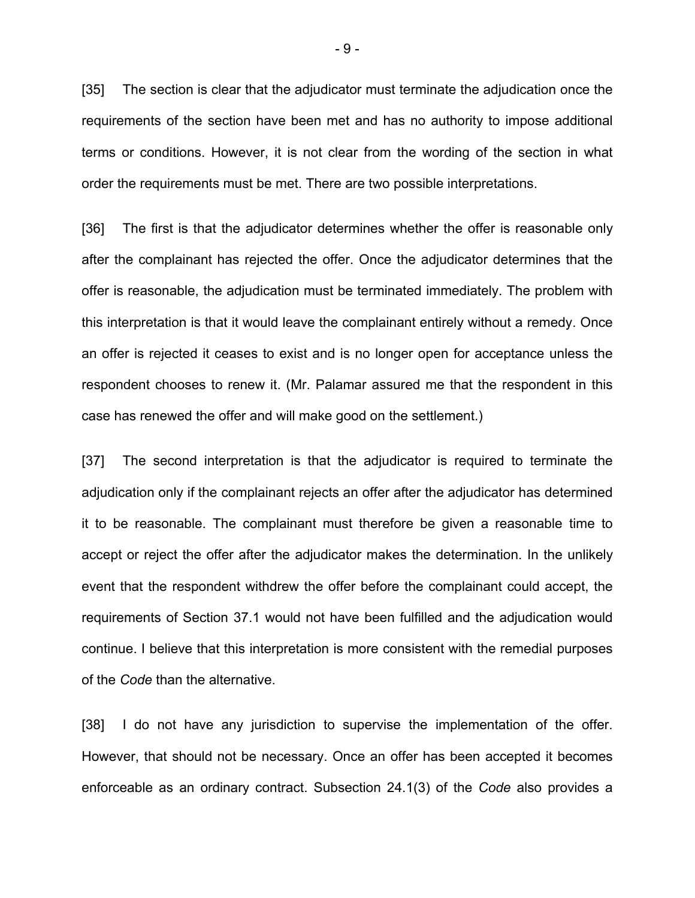[35] The section is clear that the adjudicator must terminate the adjudication once the requirements of the section have been met and has no authority to impose additional terms or conditions. However, it is not clear from the wording of the section in what order the requirements must be met. There are two possible interpretations.

[36] The first is that the adjudicator determines whether the offer is reasonable only after the complainant has rejected the offer. Once the adjudicator determines that the offer is reasonable, the adjudication must be terminated immediately. The problem with this interpretation is that it would leave the complainant entirely without a remedy. Once an offer is rejected it ceases to exist and is no longer open for acceptance unless the respondent chooses to renew it. (Mr. Palamar assured me that the respondent in this case has renewed the offer and will make good on the settlement.)

[37] The second interpretation is that the adjudicator is required to terminate the adjudication only if the complainant rejects an offer after the adjudicator has determined it to be reasonable. The complainant must therefore be given a reasonable time to accept or reject the offer after the adjudicator makes the determination. In the unlikely event that the respondent withdrew the offer before the complainant could accept, the requirements of Section 37.1 would not have been fulfilled and the adjudication would continue. I believe that this interpretation is more consistent with the remedial purposes of the *Code* than the alternative.

[38] I do not have any jurisdiction to supervise the implementation of the offer. However, that should not be necessary. Once an offer has been accepted it becomes enforceable as an ordinary contract. Subsection 24.1(3) of the *Code* also provides a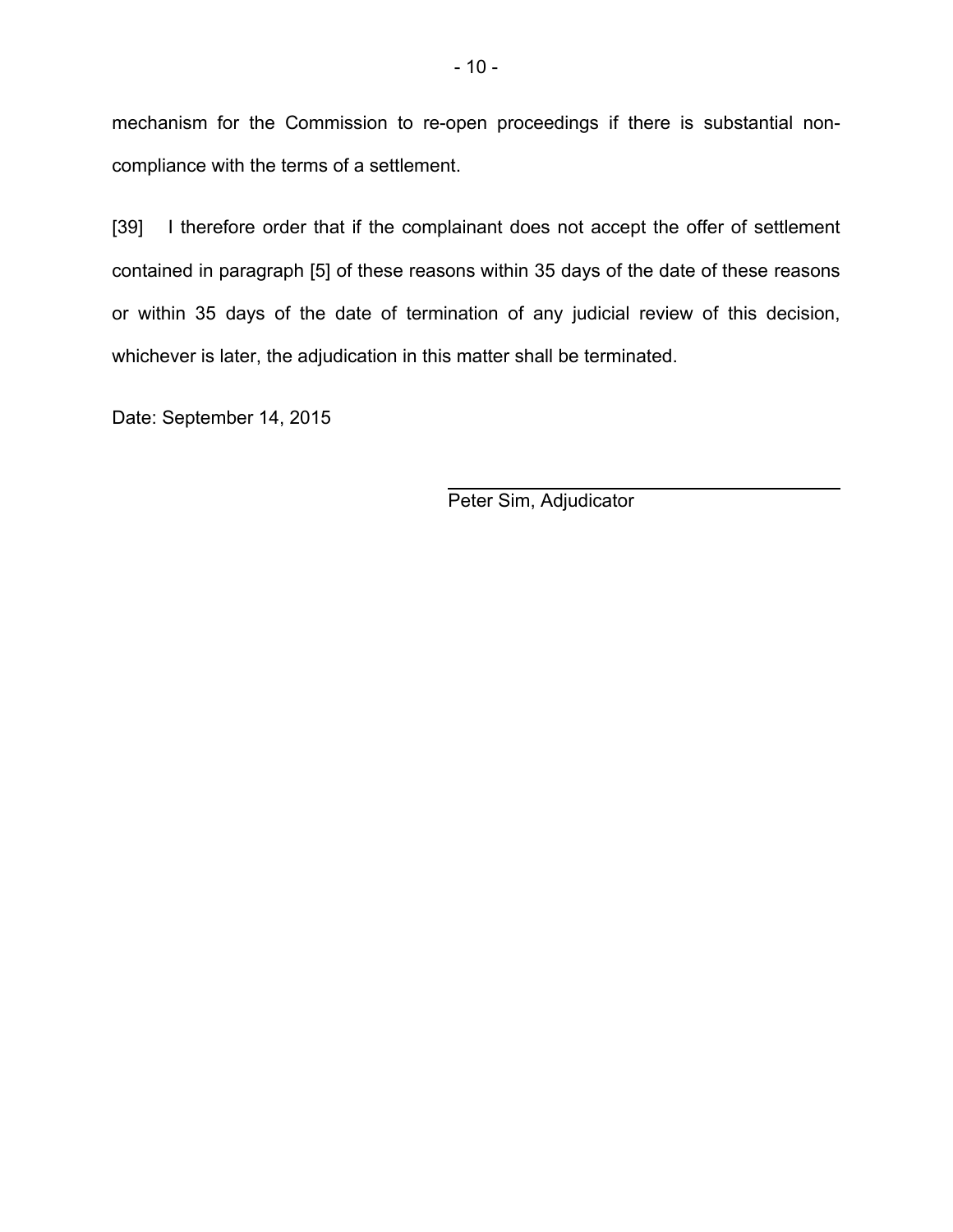mechanism for the Commission to re-open proceedings if there is substantial non-compliance with the terms of a settlement.

[39] I therefore order that if the complainant does not accept the offer of settlement contained in paragraph [5] of these reasons within 35 days of the date of these reasons or within 35 days of the date of termination of any judicial review of this decision, whichever is later, the adjudication in this matter shall be terminated.

Date: September 14, 2015

Peter Sim, Adjudicator